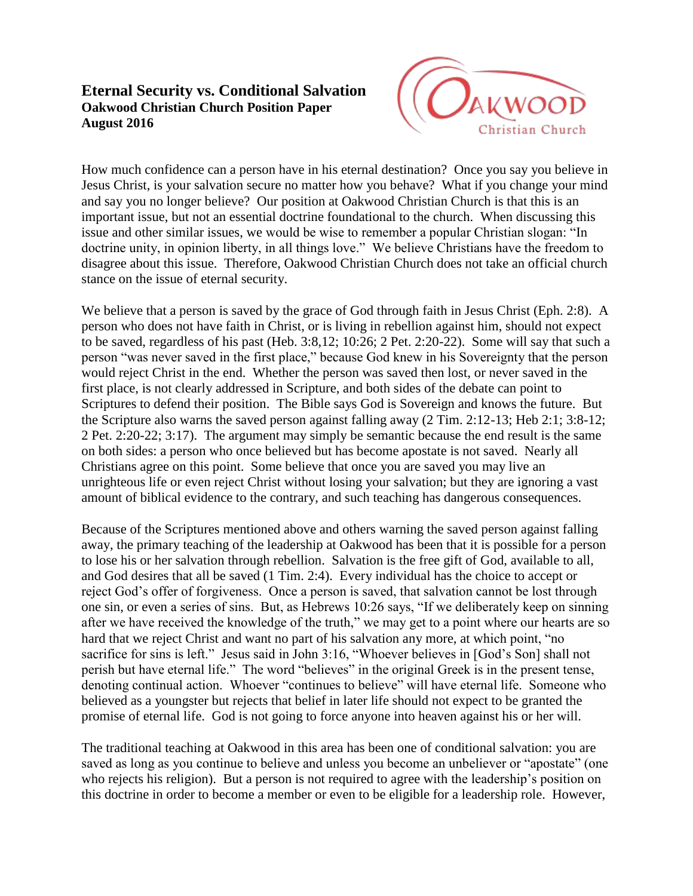# Eternal Security vs. Conditional Salvation

**Oakwood Christian Church Position Paper**
**August 2016**

How much confidence can a person have in his eternal destination? Once you say you believe in Jesus Christ, is your salvation secure no matter how you behave? What if you change your mind and say you no longer believe? Our position at Oakwood Christian Church is that this is an important issue, but not an essential doctrine foundational to the church. When discussing this issue and other similar issues, we would be wise to remember a popular Christian slogan: "In doctrine unity, in opinion liberty, in all things love." We believe Christians have the freedom to disagree about this issue. Therefore, Oakwood Christian Church does not take an official church stance on the issue of eternal security.

We believe that a person is saved by the grace of God through faith in Jesus Christ (Eph. 2:8). A person who does not have faith in Christ, or is living in rebellion against him, should not expect to be saved, regardless of his past (Heb. 3:8,12; 10:26; 2 Pet. 2:20-22). Some will say that such a person "was never saved in the first place," because God knew in his Sovereignty that the person would reject Christ in the end. Whether the person was saved then lost, or never saved in the first place, is not clearly addressed in Scripture, and both sides of the debate can point to Scriptures to defend their position. The Bible says God is Sovereign and knows the future. But the Scripture also warns the saved person against falling away (2 Tim. 2:12-13; Heb 2:1; 3:8-12; 2 Pet. 2:20-22; 3:17). The argument may simply be semantic because the end result is the same on both sides: a person who once believed but has become apostate is not saved. Nearly all Christians agree on this point. Some believe that once you are saved you may live an unrighteous life or even reject Christ without losing your salvation; but they are ignoring a vast amount of biblical evidence to the contrary, and such teaching has dangerous consequences.

Because of the Scriptures mentioned above and others warning the saved person against falling away, the primary teaching of the leadership at Oakwood has been that it is possible for a person to lose his or her salvation through rebellion. Salvation is the free gift of God, available to all, and God desires that all be saved (1 Tim. 2:4). Every individual has the choice to accept or reject God's offer of forgiveness. Once a person is saved, that salvation cannot be lost through one sin, or even a series of sins. But, as Hebrews 10:26 says, "If we deliberately keep on sinning after we have received the knowledge of the truth," we may get to a point where our hearts are so hard that we reject Christ and want no part of his salvation any more, at which point, "no sacrifice for sins is left." Jesus said in John 3:16, "Whoever believes in [God's Son] shall not perish but have eternal life." The word "believes" in the original Greek is in the present tense, denoting continual action. Whoever "continues to believe" will have eternal life. Someone who believed as a youngster but rejects that belief in later life should not expect to be granted the promise of eternal life. God is not going to force anyone into heaven against his or her will.

The traditional teaching at Oakwood in this area has been one of conditional salvation: you are saved as long as you continue to believe and unless you become an unbeliever or "apostate" (one who rejects his religion). But a person is not required to agree with the leadership's position on this doctrine in order to become a member or even to be eligible for a leadership role. However,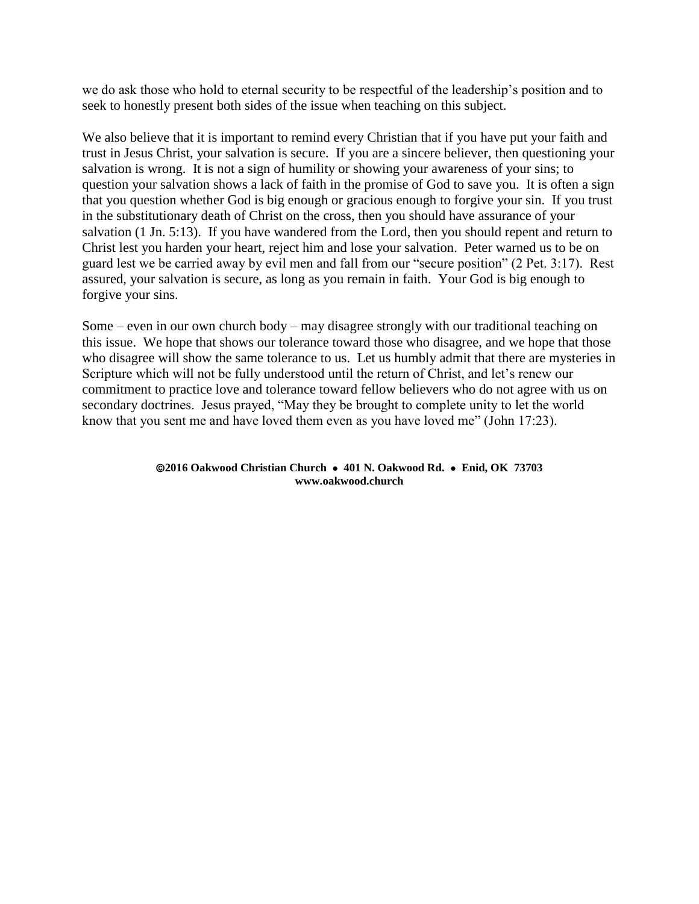we do ask those who hold to eternal security to be respectful of the leadership's position and to seek to honestly present both sides of the issue when teaching on this subject.

We also believe that it is important to remind every Christian that if you have put your faith and trust in Jesus Christ, your salvation is secure. If you are a sincere believer, then questioning your salvation is wrong. It is not a sign of humility or showing your awareness of your sins; to question your salvation shows a lack of faith in the promise of God to save you. It is often a sign that you question whether God is big enough or gracious enough to forgive your sin. If you trust in the substitutionary death of Christ on the cross, then you should have assurance of your salvation (1 Jn. 5:13). If you have wandered from the Lord, then you should repent and return to Christ lest you harden your heart, reject him and lose your salvation. Peter warned us to be on guard lest we be carried away by evil men and fall from our "secure position" (2 Pet. 3:17). Rest assured, your salvation is secure, as long as you remain in faith. Your God is big enough to forgive your sins.

Some – even in our own church body – may disagree strongly with our traditional teaching on this issue. We hope that shows our tolerance toward those who disagree, and we hope that those who disagree will show the same tolerance to us. Let us humbly admit that there are mysteries in Scripture which will not be fully understood until the return of Christ, and let's renew our commitment to practice love and tolerance toward fellow believers who do not agree with us on secondary doctrines. Jesus prayed, "May they be brought to complete unity to let the world know that you sent me and have loved them even as you have loved me" (John 17:23).

**©2016 Oakwood Christian Church • 401 N. Oakwood Rd. • Enid, OK 73703**
**www.oakwood.church**